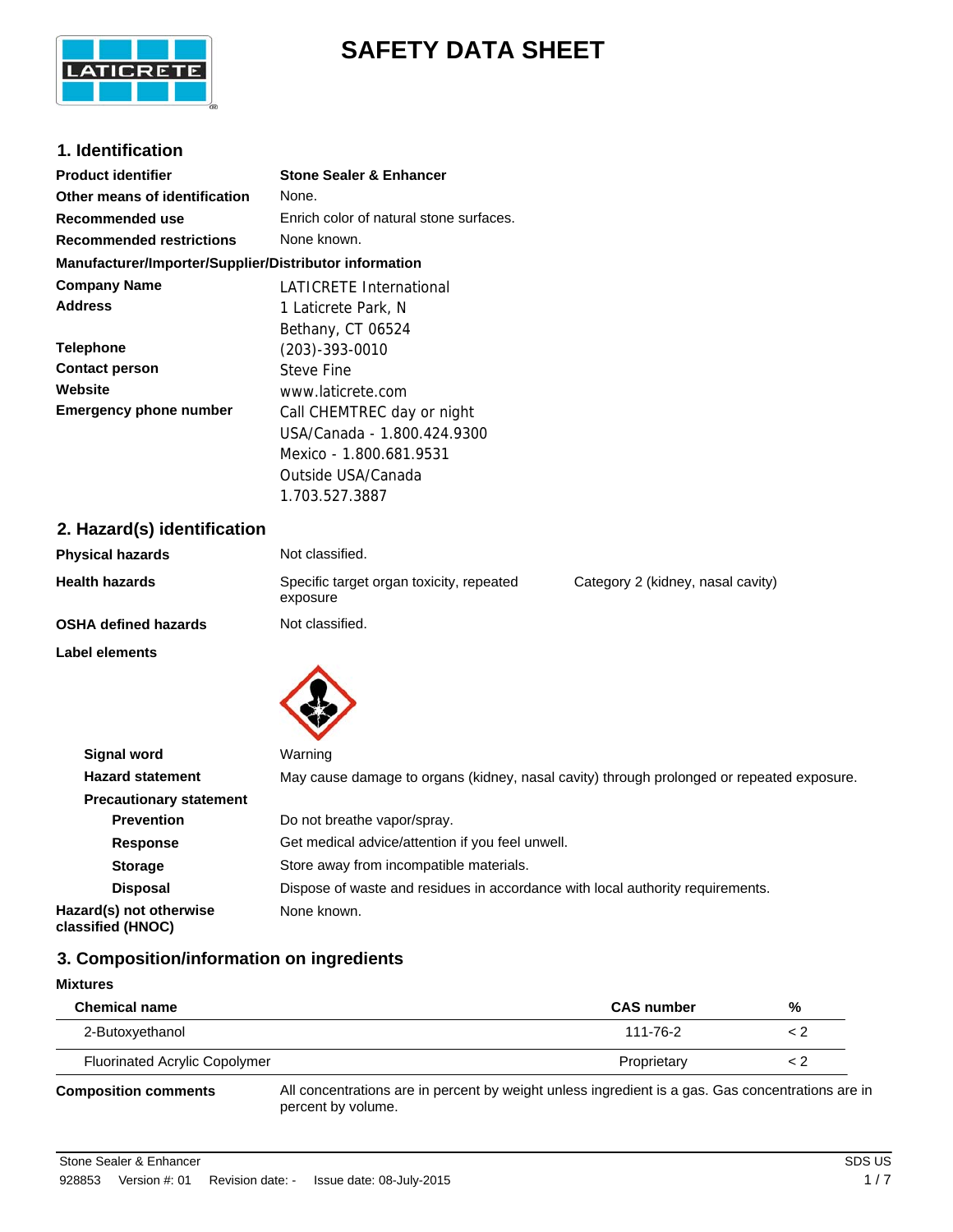# SAFETY DATA SHEET

## 1. Identification

| | |
|---|---|
| **Product identifier** | **Stone Sealer & Enhancer** |
| **Other means of identification** | None. |
| **Recommended use** | Enrich color of natural stone surfaces. |
| **Recommended restrictions** | None known. |

**Manufacturer/Importer/Supplier/Distributor information**

| | |
|---|---|
| **Company Name** | LATICRETE International |
| **Address** | 1 Laticrete Park, N<br>Bethany, CT 06524 |
| **Telephone** | (203)-393-0010 |
| **Contact person** | Steve Fine |
| **Website** | www.laticrete.com |
| **Emergency phone number** | Call CHEMTREC day or night<br>USA/Canada - 1.800.424.9300<br>Mexico - 1.800.681.9531<br>Outside USA/Canada<br>1.703.527.3887 |

## 2. Hazard(s) identification

| | | |
|---|---|---|
| **Physical hazards** | Not classified. | |
| **Health hazards** | Specific target organ toxicity, repeated exposure | Category 2 (kidney, nasal cavity) |
| **OSHA defined hazards** | Not classified. | |

**Label elements**

| | |
|---|---|
| **Signal word** | Warning |
| **Hazard statement** | May cause damage to organs (kidney, nasal cavity) through prolonged or repeated exposure. |
| **Precautionary statement** | |
| **Prevention** | Do not breathe vapor/spray. |
| **Response** | Get medical advice/attention if you feel unwell. |
| **Storage** | Store away from incompatible materials. |
| **Disposal** | Dispose of waste and residues in accordance with local authority requirements. |
| **Hazard(s) not otherwise classified (HNOC)** | None known. |

## 3. Composition/information on ingredients

**Mixtures**

| Chemical name | CAS number | % |
|---|---|---|
| 2-Butoxyethanol | 111-76-2 | < 2 |
| Fluorinated Acrylic Copolymer | Proprietary | < 2 |

**Composition comments** All concentrations are in percent by weight unless ingredient is a gas. Gas concentrations are in percent by volume.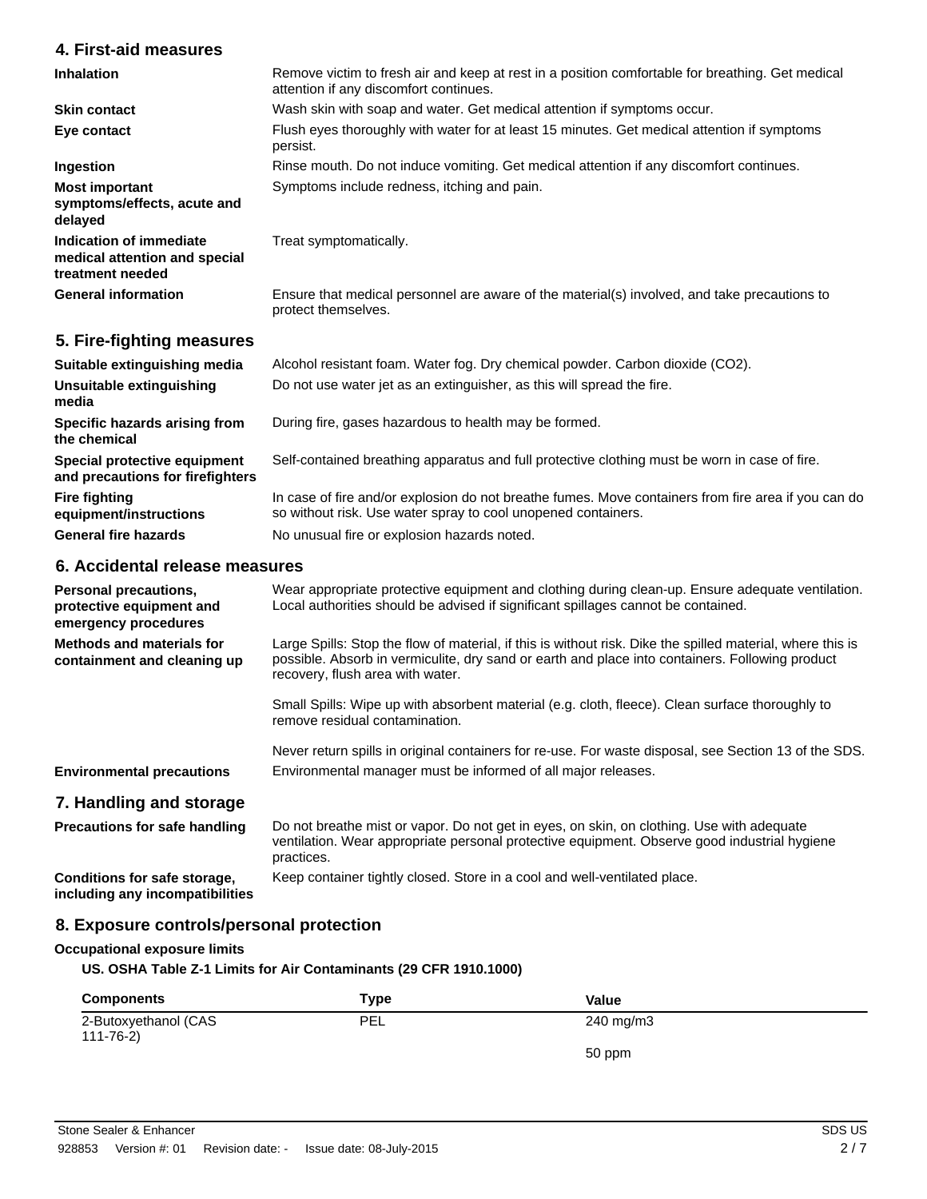## 4. First-aid measures

| | |
|---|---|
| **Inhalation** | Remove victim to fresh air and keep at rest in a position comfortable for breathing. Get medical attention if any discomfort continues. |
| **Skin contact** | Wash skin with soap and water. Get medical attention if symptoms occur. |
| **Eye contact** | Flush eyes thoroughly with water for at least 15 minutes. Get medical attention if symptoms persist. |
| **Ingestion** | Rinse mouth. Do not induce vomiting. Get medical attention if any discomfort continues. |
| **Most important symptoms/effects, acute and delayed** | Symptoms include redness, itching and pain. |
| **Indication of immediate medical attention and special treatment needed** | Treat symptomatically. |
| **General information** | Ensure that medical personnel are aware of the material(s) involved, and take precautions to protect themselves. |

## 5. Fire-fighting measures

| | |
|---|---|
| **Suitable extinguishing media** | Alcohol resistant foam. Water fog. Dry chemical powder. Carbon dioxide ($CO_2$). |
| **Unsuitable extinguishing media** | Do not use water jet as an extinguisher, as this will spread the fire. |
| **Specific hazards arising from the chemical** | During fire, gases hazardous to health may be formed. |
| **Special protective equipment and precautions for firefighters** | Self-contained breathing apparatus and full protective clothing must be worn in case of fire. |
| **Fire fighting equipment/instructions** | In case of fire and/or explosion do not breathe fumes. Move containers from fire area if you can do so without risk. Use water spray to cool unopened containers. |
| **General fire hazards** | No unusual fire or explosion hazards noted. |

## 6. Accidental release measures

| | |
|---|---|
| **Personal precautions, protective equipment and emergency procedures** | Wear appropriate protective equipment and clothing during clean-up. Ensure adequate ventilation. Local authorities should be advised if significant spillages cannot be contained. |
| **Methods and materials for containment and cleaning up** | Large Spills: Stop the flow of material, if this is without risk. Dike the spilled material, where this is possible. Absorb in vermiculite, dry sand or earth and place into containers. Following product recovery, flush area with water.<br><br>Small Spills: Wipe up with absorbent material (e.g. cloth, fleece). Clean surface thoroughly to remove residual contamination.<br><br>Never return spills in original containers for re-use. For waste disposal, see Section 13 of the SDS. |
| **Environmental precautions** | Environmental manager must be informed of all major releases. |

## 7. Handling and storage

| | |
|---|---|
| **Precautions for safe handling** | Do not breathe mist or vapor. Do not get in eyes, on skin, on clothing. Use with adequate ventilation. Wear appropriate personal protective equipment. Observe good industrial hygiene practices. |
| **Conditions for safe storage, including any incompatibilities** | Keep container tightly closed. Store in a cool and well-ventilated place. |

## 8. Exposure controls/personal protection

**Occupational exposure limits**

**US. OSHA Table Z-1 Limits for Air Contaminants (29 CFR 1910.1000)**

| Components | Type | Value |
|---|---|---|
| 2-Butoxyethanol (CAS 111-76-2) | PEL | 240 mg/m3 |
| | | 50 ppm |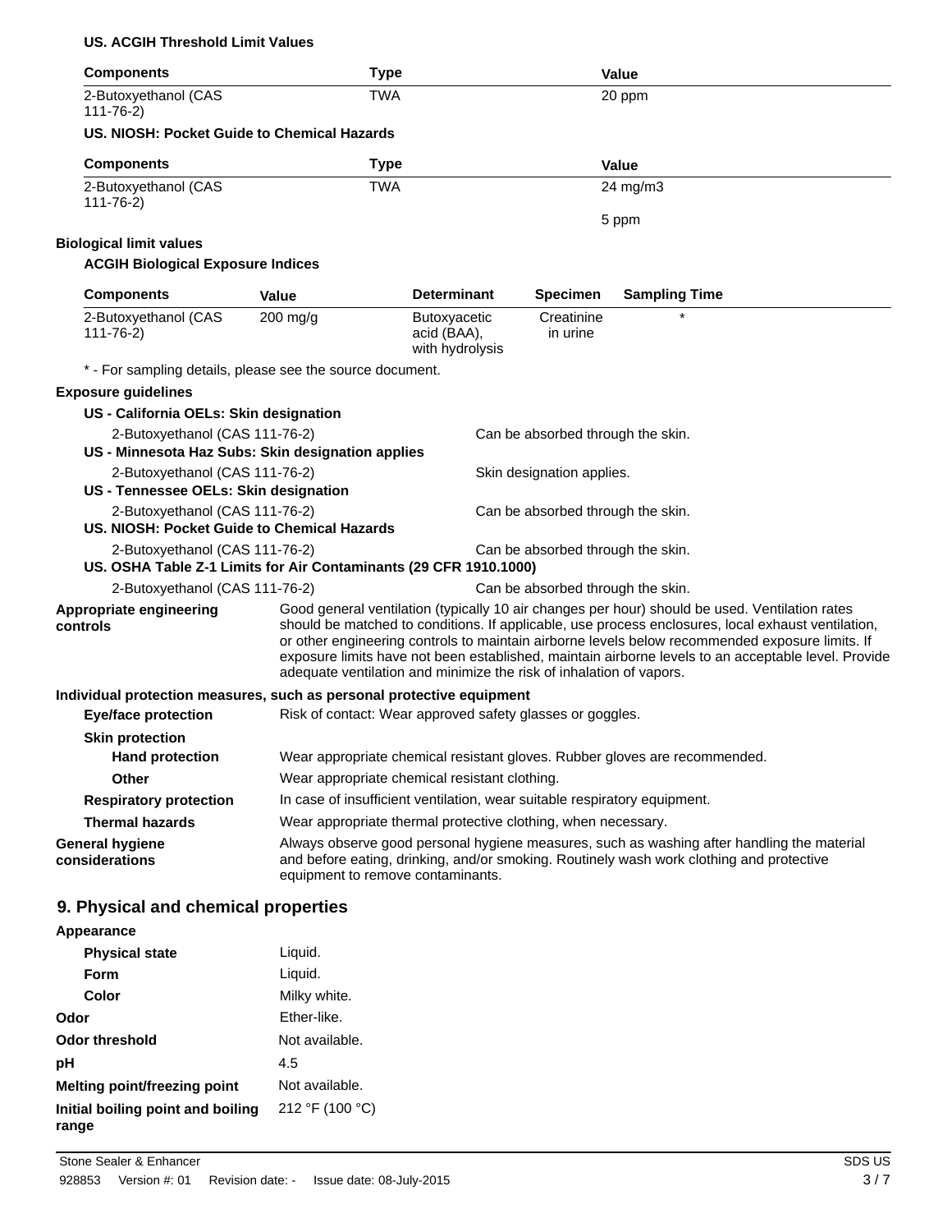**US. ACGIH Threshold Limit Values**

| Components | Type | Value |
| --- | --- | --- |
| 2-Butoxyethanol (CAS 111-76-2) | TWA | 20 ppm |

**US. NIOSH: Pocket Guide to Chemical Hazards**

| Components | Type | Value |
| --- | --- | --- |
| 2-Butoxyethanol (CAS 111-76-2) | TWA | 24 mg/m3 |
| | | 5 ppm |

**Biological limit values**

**ACGIH Biological Exposure Indices**

| Components | Value | Determinant | Specimen | Sampling Time |
| --- | --- | --- | --- | --- |
| 2-Butoxyethanol (CAS 111-76-2) | 200 mg/g | Butoxyacetic acid (BAA), with hydrolysis | Creatinine in urine | * |

\* - For sampling details, please see the source document.

**Exposure guidelines**

**US - California OELs: Skin designation**

2-Butoxyethanol (CAS 111-76-2) — Can be absorbed through the skin.

**US - Minnesota Haz Subs: Skin designation applies**

2-Butoxyethanol (CAS 111-76-2) — Skin designation applies.

**US - Tennessee OELs: Skin designation**

2-Butoxyethanol (CAS 111-76-2) — Can be absorbed through the skin.

**US. NIOSH: Pocket Guide to Chemical Hazards**

2-Butoxyethanol (CAS 111-76-2) — Can be absorbed through the skin.

**US. OSHA Table Z-1 Limits for Air Contaminants (29 CFR 1910.1000)**

2-Butoxyethanol (CAS 111-76-2) — Can be absorbed through the skin.

**Appropriate engineering controls**
Good general ventilation (typically 10 air changes per hour) should be used. Ventilation rates should be matched to conditions. If applicable, use process enclosures, local exhaust ventilation, or other engineering controls to maintain airborne levels below recommended exposure limits. If exposure limits have not been established, maintain airborne levels to an acceptable level. Provide adequate ventilation and minimize the risk of inhalation of vapors.

**Individual protection measures, such as personal protective equipment**

**Eye/face protection**
Risk of contact: Wear approved safety glasses or goggles.

**Skin protection**

**Hand protection**
Wear appropriate chemical resistant gloves. Rubber gloves are recommended.

**Other**
Wear appropriate chemical resistant clothing.

**Respiratory protection**
In case of insufficient ventilation, wear suitable respiratory equipment.

**Thermal hazards**
Wear appropriate thermal protective clothing, when necessary.

**General hygiene considerations**
Always observe good personal hygiene measures, such as washing after handling the material and before eating, drinking, and/or smoking. Routinely wash work clothing and protective equipment to remove contaminants.

## 9. Physical and chemical properties

**Appearance**

| | |
| --- | --- |
| **Physical state** | Liquid. |
| **Form** | Liquid. |
| **Color** | Milky white. |
| **Odor** | Ether-like. |
| **Odor threshold** | Not available. |
| **pH** | 4.5 |
| **Melting point/freezing point** | Not available. |
| **Initial boiling point and boiling range** | 212 °F (100 °C) |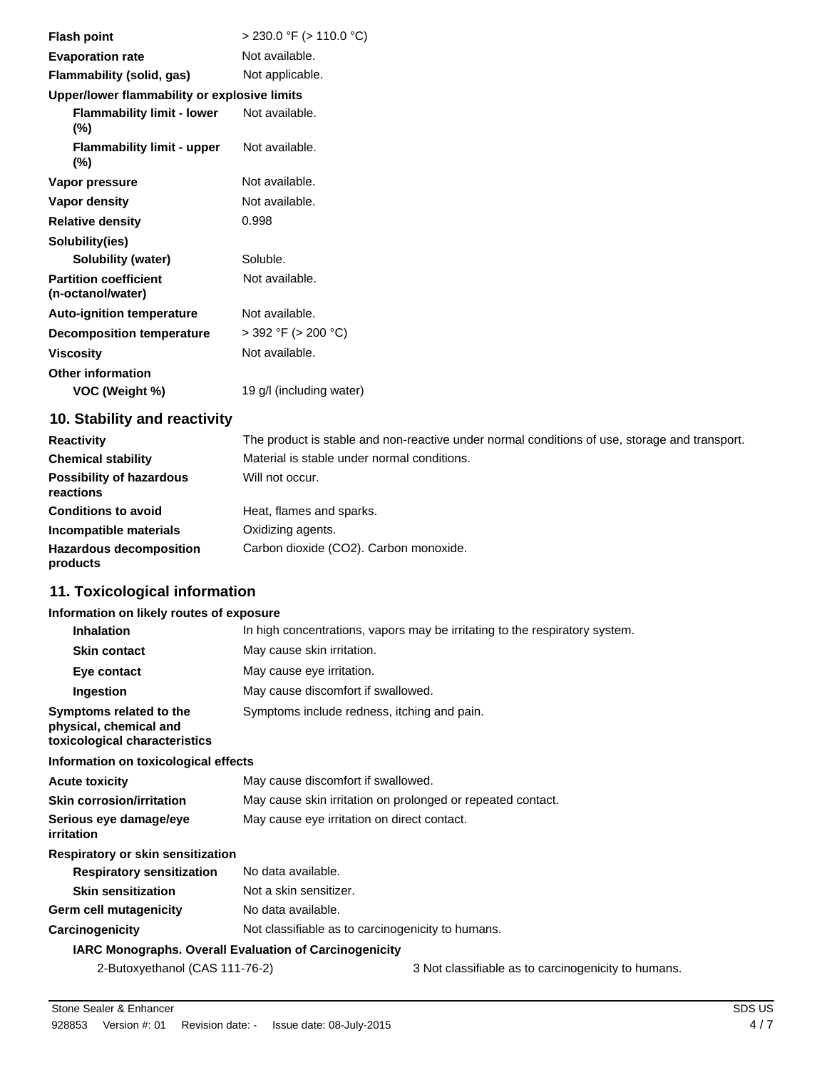| | |
|---|---|
| **Flash point** | > 230.0 °F (> 110.0 °C) |
| **Evaporation rate** | Not available. |
| **Flammability (solid, gas)** | Not applicable. |
| **Upper/lower flammability or explosive limits** | |
| **Flammability limit - lower (%)** | Not available. |
| **Flammability limit - upper (%)** | Not available. |
| **Vapor pressure** | Not available. |
| **Vapor density** | Not available. |
| **Relative density** | 0.998 |
| **Solubility(ies)** | |
| **Solubility (water)** | Soluble. |
| **Partition coefficient (n-octanol/water)** | Not available. |
| **Auto-ignition temperature** | Not available. |
| **Decomposition temperature** | > 392 °F (> 200 °C) |
| **Viscosity** | Not available. |
| **Other information** | |
| **VOC (Weight %)** | 19 g/l (including water) |

## 10. Stability and reactivity

| | |
|---|---|
| **Reactivity** | The product is stable and non-reactive under normal conditions of use, storage and transport. |
| **Chemical stability** | Material is stable under normal conditions. |
| **Possibility of hazardous reactions** | Will not occur. |
| **Conditions to avoid** | Heat, flames and sparks. |
| **Incompatible materials** | Oxidizing agents. |
| **Hazardous decomposition products** | Carbon dioxide ($CO_2$). Carbon monoxide. |

## 11. Toxicological information

| | |
|---|---|
| **Information on likely routes of exposure** | |
| **Inhalation** | In high concentrations, vapors may be irritating to the respiratory system. |
| **Skin contact** | May cause skin irritation. |
| **Eye contact** | May cause eye irritation. |
| **Ingestion** | May cause discomfort if swallowed. |
| **Symptoms related to the physical, chemical and toxicological characteristics** | Symptoms include redness, itching and pain. |
| **Information on toxicological effects** | |
| **Acute toxicity** | May cause discomfort if swallowed. |
| **Skin corrosion/irritation** | May cause skin irritation on prolonged or repeated contact. |
| **Serious eye damage/eye irritation** | May cause eye irritation on direct contact. |
| **Respiratory or skin sensitization** | |
| **Respiratory sensitization** | No data available. |
| **Skin sensitization** | Not a skin sensitizer. |
| **Germ cell mutagenicity** | No data available. |
| **Carcinogenicity** | Not classifiable as to carcinogenicity to humans. |

**IARC Monographs. Overall Evaluation of Carcinogenicity**

| | |
|---|---|
| 2-Butoxyethanol (CAS 111-76-2) | 3 Not classifiable as to carcinogenicity to humans. |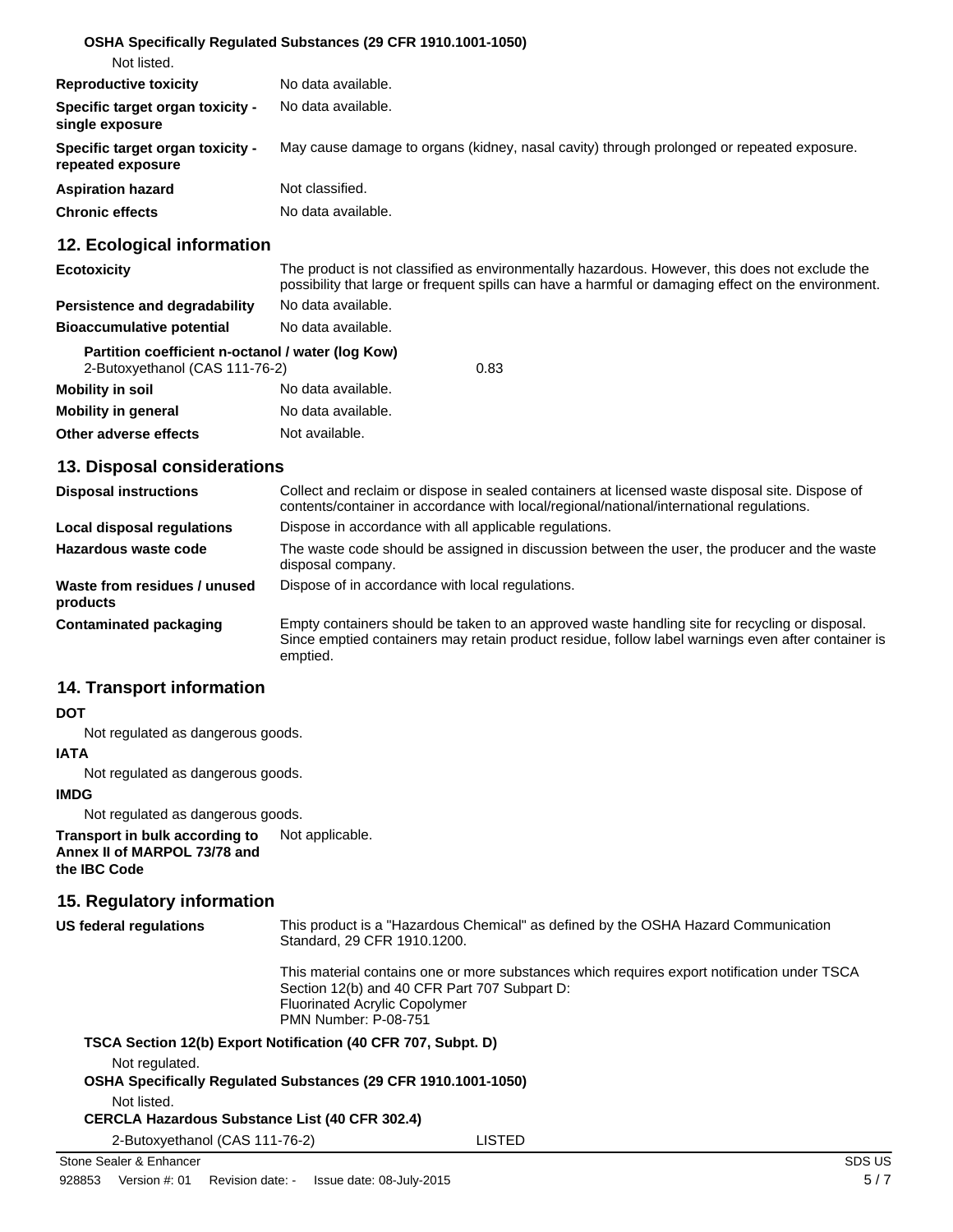**OSHA Specifically Regulated Substances (29 CFR 1910.1001-1050)**

Not listed.

| | |
|---|---|
| **Reproductive toxicity** | No data available. |
| **Specific target organ toxicity - single exposure** | No data available. |
| **Specific target organ toxicity - repeated exposure** | May cause damage to organs (kidney, nasal cavity) through prolonged or repeated exposure. |
| **Aspiration hazard** | Not classified. |
| **Chronic effects** | No data available. |

## 12. Ecological information

| | |
|---|---|
| **Ecotoxicity** | The product is not classified as environmentally hazardous. However, this does not exclude the possibility that large or frequent spills can have a harmful or damaging effect on the environment. |
| **Persistence and degradability** | No data available. |
| **Bioaccumulative potential** | No data available. |

**Partition coefficient n-octanol / water (log Kow)**

2-Butoxyethanol (CAS 111-76-2) 0.83

| | |
|---|---|
| **Mobility in soil** | No data available. |
| **Mobility in general** | No data available. |
| **Other adverse effects** | Not available. |

## 13. Disposal considerations

| | |
|---|---|
| **Disposal instructions** | Collect and reclaim or dispose in sealed containers at licensed waste disposal site. Dispose of contents/container in accordance with local/regional/national/international regulations. |
| **Local disposal regulations** | Dispose in accordance with all applicable regulations. |
| **Hazardous waste code** | The waste code should be assigned in discussion between the user, the producer and the waste disposal company. |
| **Waste from residues / unused products** | Dispose of in accordance with local regulations. |
| **Contaminated packaging** | Empty containers should be taken to an approved waste handling site for recycling or disposal. Since emptied containers may retain product residue, follow label warnings even after container is emptied. |

## 14. Transport information

**DOT**

Not regulated as dangerous goods.

**IATA**

Not regulated as dangerous goods.

**IMDG**

Not regulated as dangerous goods.

**Transport in bulk according to Annex II of MARPOL 73/78 and the IBC Code** Not applicable.

## 15. Regulatory information

**US federal regulations**

This product is a "Hazardous Chemical" as defined by the OSHA Hazard Communication Standard, 29 CFR 1910.1200.

This material contains one or more substances which requires export notification under TSCA Section 12(b) and 40 CFR Part 707 Subpart D:
Fluorinated Acrylic Copolymer
PMN Number: P-08-751

**TSCA Section 12(b) Export Notification (40 CFR 707, Subpt. D)**

Not regulated.

**OSHA Specifically Regulated Substances (29 CFR 1910.1001-1050)**

Not listed.

**CERCLA Hazardous Substance List (40 CFR 302.4)**

2-Butoxyethanol (CAS 111-76-2) LISTED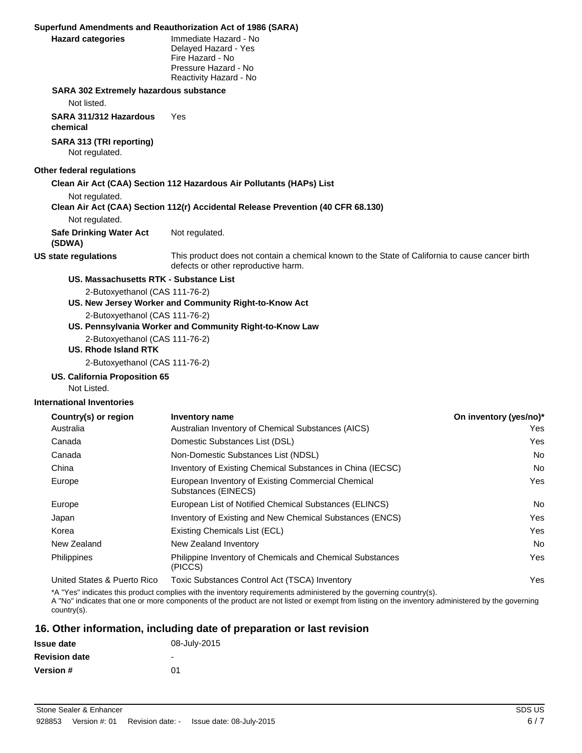**Superfund Amendments and Reauthorization Act of 1986 (SARA)**

**Hazard categories**
Immediate Hazard - No
Delayed Hazard - Yes
Fire Hazard - No
Pressure Hazard - No
Reactivity Hazard - No

**SARA 302 Extremely hazardous substance**

Not listed.

**SARA 311/312 Hazardous chemical** Yes

**SARA 313 (TRI reporting)**

Not regulated.

**Other federal regulations**

**Clean Air Act (CAA) Section 112 Hazardous Air Pollutants (HAPs) List**

Not regulated.

**Clean Air Act (CAA) Section 112(r) Accidental Release Prevention (40 CFR 68.130)**

Not regulated.

**Safe Drinking Water Act (SDWA)** Not regulated.

**US state regulations** This product does not contain a chemical known to the State of California to cause cancer birth defects or other reproductive harm.

**US. Massachusetts RTK - Substance List**

2-Butoxyethanol (CAS 111-76-2)

**US. New Jersey Worker and Community Right-to-Know Act**

2-Butoxyethanol (CAS 111-76-2)

**US. Pennsylvania Worker and Community Right-to-Know Law**

2-Butoxyethanol (CAS 111-76-2)

**US. Rhode Island RTK**

2-Butoxyethanol (CAS 111-76-2)

**US. California Proposition 65**

Not Listed.

**International Inventories**

| Country(s) or region | Inventory name | On inventory (yes/no)* |
|---|---|---|
| Australia | Australian Inventory of Chemical Substances (AICS) | Yes |
| Canada | Domestic Substances List (DSL) | Yes |
| Canada | Non-Domestic Substances List (NDSL) | No |
| China | Inventory of Existing Chemical Substances in China (IECSC) | No |
| Europe | European Inventory of Existing Commercial Chemical Substances (EINECS) | Yes |
| Europe | European List of Notified Chemical Substances (ELINCS) | No |
| Japan | Inventory of Existing and New Chemical Substances (ENCS) | Yes |
| Korea | Existing Chemicals List (ECL) | Yes |
| New Zealand | New Zealand Inventory | No |
| Philippines | Philippine Inventory of Chemicals and Chemical Substances (PICCS) | Yes |
| United States & Puerto Rico | Toxic Substances Control Act (TSCA) Inventory | Yes |

*A "Yes" indicates this product complies with the inventory requirements administered by the governing country(s).
A "No" indicates that one or more components of the product are not listed or exempt from listing on the inventory administered by the governing country(s).

## 16. Other information, including date of preparation or last revision

**Issue date** 08-July-2015

**Revision date** -

**Version #** 01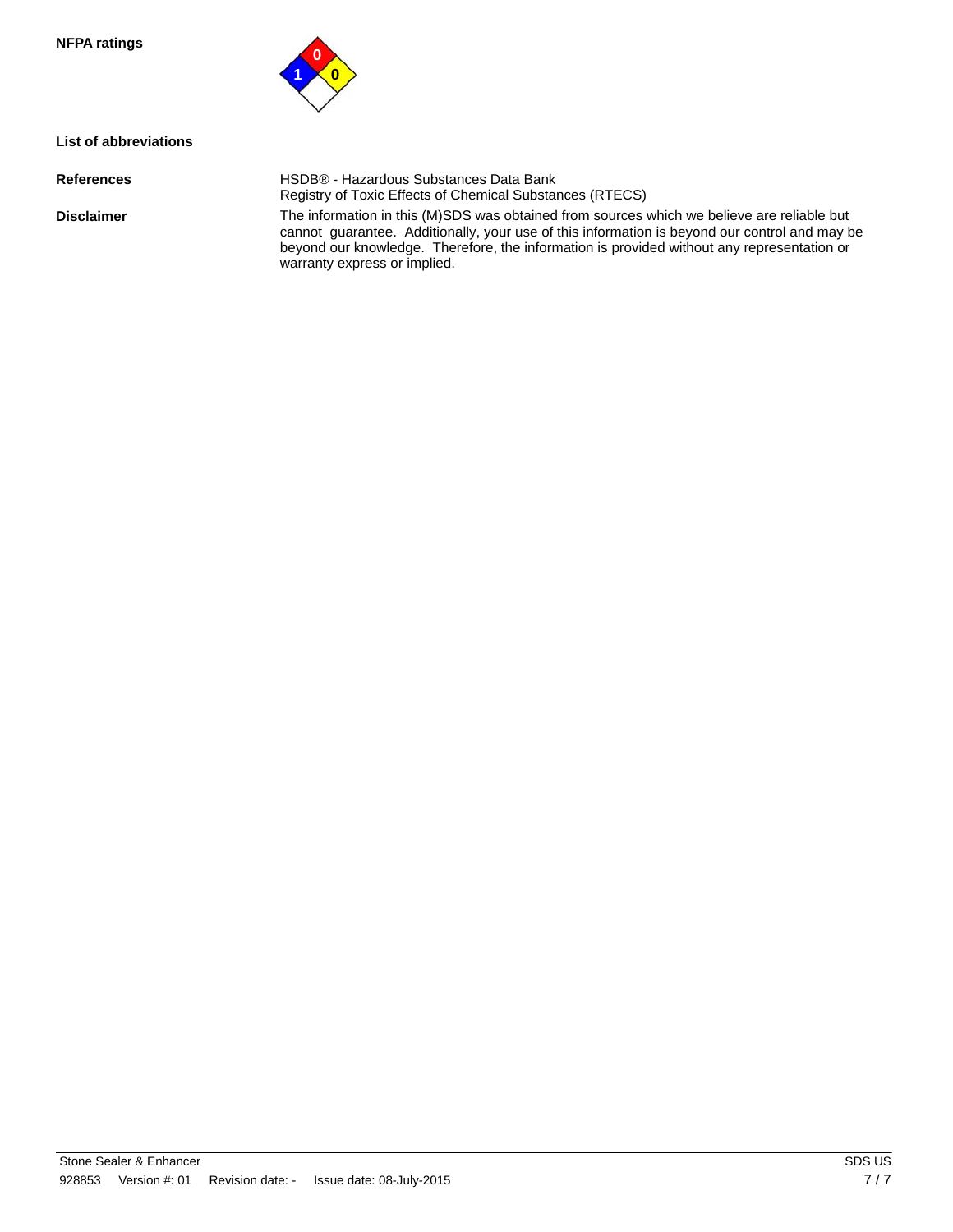**NFPA ratings**

0
1 0

**List of abbreviations**

**References**

HSDB® - Hazardous Substances Data Bank
Registry of Toxic Effects of Chemical Substances (RTECS)

**Disclaimer**

The information in this (M)SDS was obtained from sources which we believe are reliable but cannot guarantee. Additionally, your use of this information is beyond our control and may be beyond our knowledge. Therefore, the information is provided without any representation or warranty express or implied.